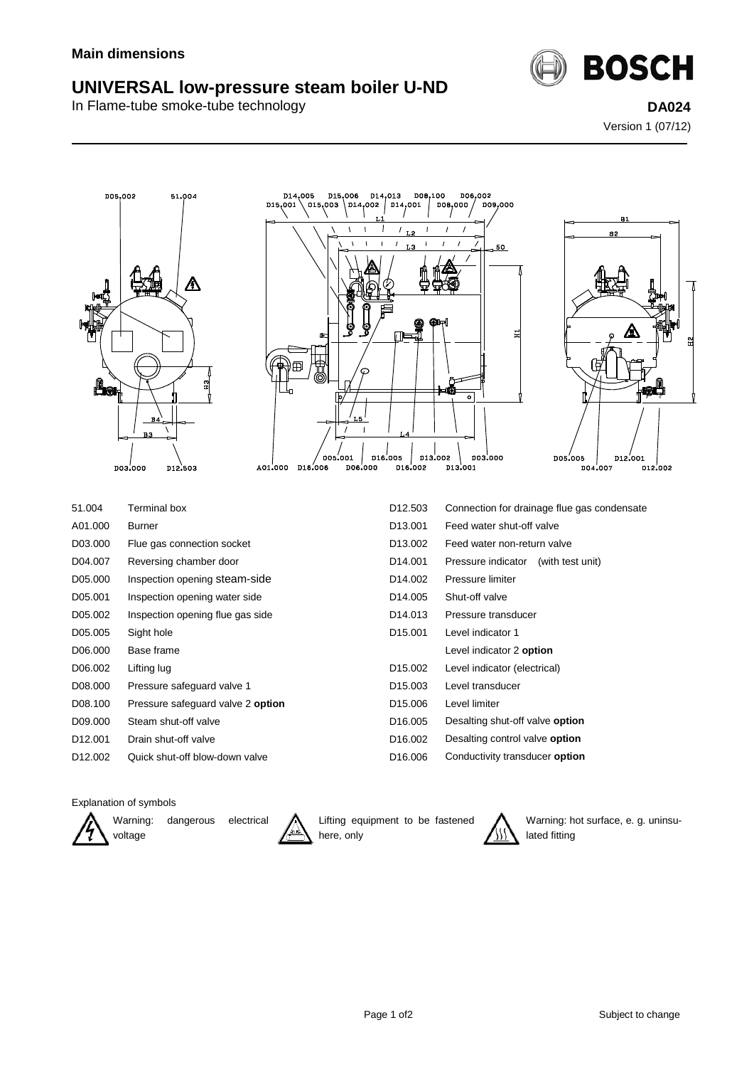**Main dimensions**

# UNIVERSAL low-pressure steam boiler U-ND

In Flame-tube smoke-tube technology

**DA024**

Version 1 (07/12)

| Code | Description | Code | Description |
|---|---|---|---|
| 51.004 | Terminal box | D12.503 | Connection for drainage flue gas condensate |
| A01.000 | Burner | D13.001 | Feed water shut-off valve |
| D03.000 | Flue gas connection socket | D13.002 | Feed water non-return valve |
| D04.007 | Reversing chamber door | D14.001 | Pressure indicator (with test unit) |
| D05.000 | Inspection opening steam-side | D14.002 | Pressure limiter |
| D05.001 | Inspection opening water side | D14.005 | Shut-off valve |
| D05.002 | Inspection opening flue gas side | D14.013 | Pressure transducer |
| D05.005 | Sight hole | D15.001 | Level indicator 1 |
| D06.000 | Base frame | | Level indicator 2 **option** |
| D06.002 | Lifting lug | D15.002 | Level indicator (electrical) |
| D08.000 | Pressure safeguard valve 1 | D15.003 | Level transducer |
| D08.100 | Pressure safeguard valve 2 **option** | D15.006 | Level limiter |
| D09.000 | Steam shut-off valve | D16.005 | Desalting shut-off valve **option** |
| D12.001 | Drain shut-off valve | D16.002 | Desalting control valve **option** |
| D12.002 | Quick shut-off blow-down valve | D16.006 | Conductivity transducer **option** |

Explanation of symbols

- Warning: dangerous electrical voltage
- Lifting equipment to be fastened here, only
- Warning: hot surface, e. g. uninsulated fitting

Subject to change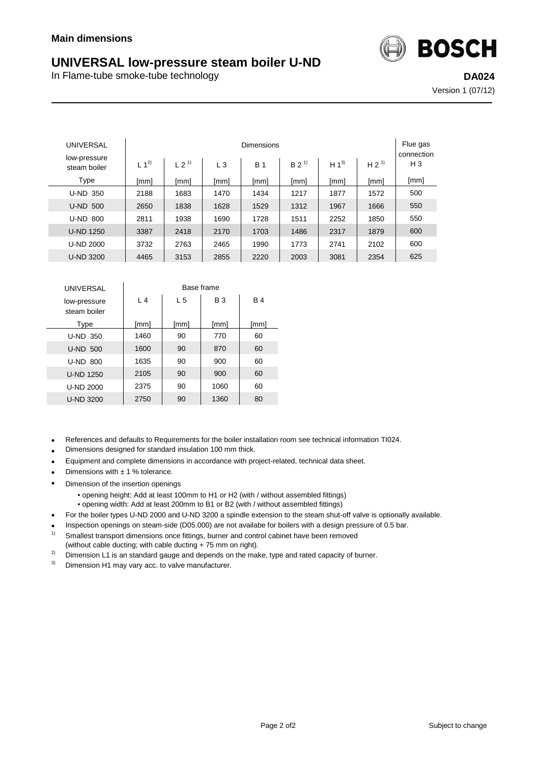**Main dimensions**

# UNIVERSAL low-pressure steam boiler U-ND

In Flame-tube smoke-tube technology

**DA024**

Version 1 (07/12)

| UNIVERSAL low-pressure steam boiler | Dimensions | | | | | | | Flue gas connection |
|---|---|---|---|---|---|---|---|---|
| | L 1[2)] | L 2 [1)] | L 3 | B 1 | B 2 [1)] | H 1[3)] | H 2 [1)] | H 3 |
| Type | [mm] | [mm] | [mm] | [mm] | [mm] | [mm] | [mm] | [mm] |
| U-ND 350 | 2188 | 1683 | 1470 | 1434 | 1217 | 1877 | 1572 | 500 |
| U-ND 500 | 2650 | 1838 | 1628 | 1529 | 1312 | 1967 | 1666 | 550 |
| U-ND 800 | 2811 | 1938 | 1690 | 1728 | 1511 | 2252 | 1850 | 550 |
| U-ND 1250 | 3387 | 2418 | 2170 | 1703 | 1486 | 2317 | 1879 | 600 |
| U-ND 2000 | 3732 | 2763 | 2465 | 1990 | 1773 | 2741 | 2102 | 600 |
| U-ND 3200 | 4465 | 3153 | 2855 | 2220 | 2003 | 3081 | 2354 | 625 |

| UNIVERSAL low-pressure steam boiler | Base frame | | | |
|---|---|---|---|---|
| | L 4 | L 5 | B 3 | B 4 |
| Type | [mm] | [mm] | [mm] | [mm] |
| U-ND 350 | 1460 | 90 | 770 | 60 |
| U-ND 500 | 1600 | 90 | 870 | 60 |
| U-ND 800 | 1635 | 90 | 900 | 60 |
| U-ND 1250 | 2105 | 90 | 900 | 60 |
| U-ND 2000 | 2375 | 90 | 1060 | 60 |
| U-ND 3200 | 2750 | 90 | 1360 | 80 |

- References and defaults to Requirements for the boiler installation room see technical information TI024.
- Dimensions designed for standard insulation 100 mm thick.
- Equipment and complete dimensions in accordance with project-related, technical data sheet.
- Dimensions with ± 1 % tolerance.
- Dimension of the insertion openings
  - opening height: Add at least 100mm to H1 or H2 (with / without assembled fittings)
  - opening width: Add at least 200mm to B1 or B2 (with / without assembled fittings)
- For the boiler types U-ND 2000 and U-ND 3200 a spindle extension to the steam shut-off valve is optionally available.
- Inspection openings on steam-side (D05.000) are not availabe for boilers with a design pressure of 0.5 bar.

[1)] Smallest transport dimensions once fittings, burner and control cabinet have been removed (without cable ducting; with cable ducting + 75 mm on right).

[2)] Dimension L1 is an standard gauge and depends on the make, type and rated capacity of burner.

[3)] Dimension H1 may vary acc. to valve manufacturer.

Subject to change